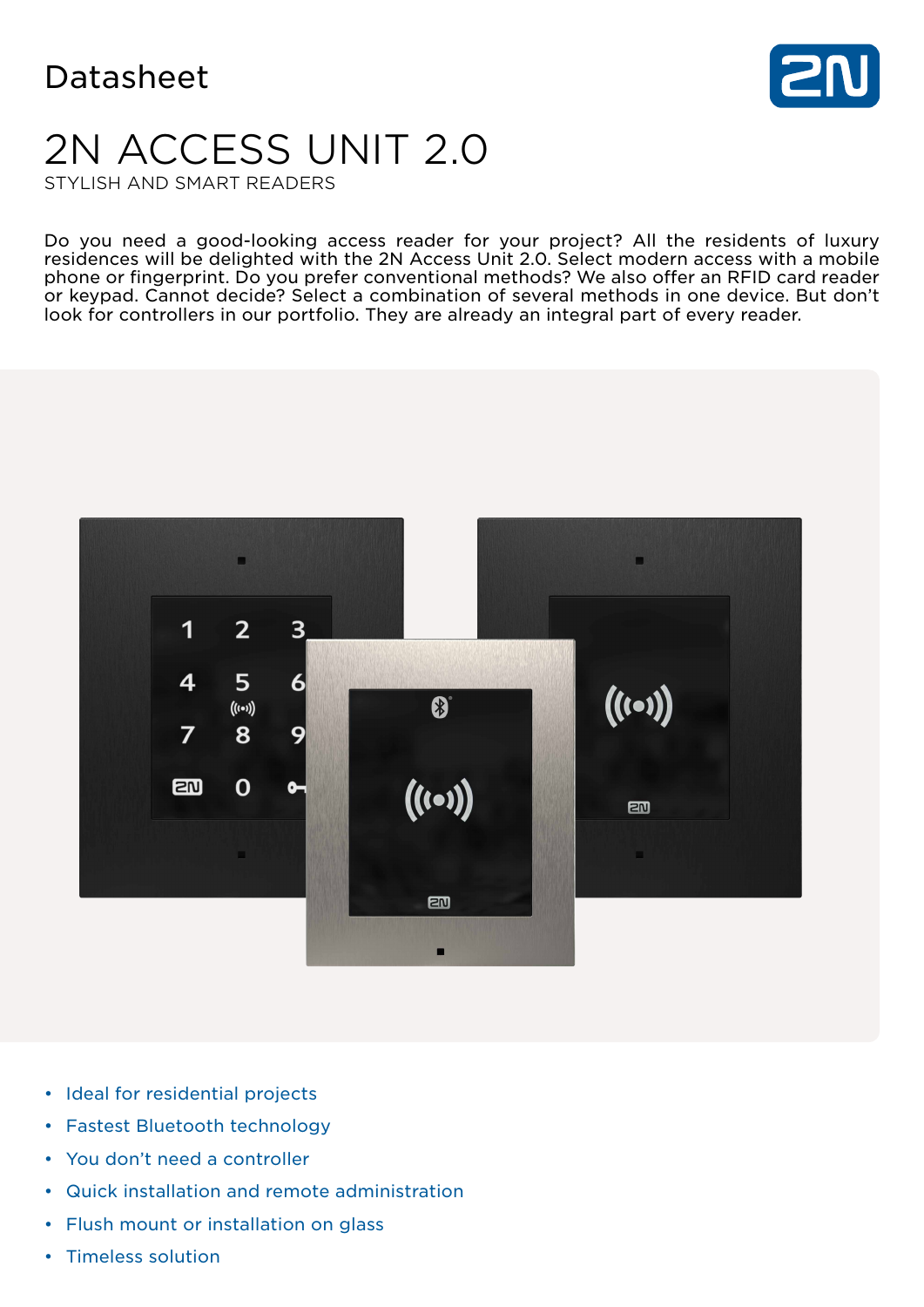Datasheet

# 2N ACCESS UNIT 2.0

STYLISH AND SMART READERS

Do you need a good-looking access reader for your project? All the residents of luxury residences will be delighted with the 2N Access Unit 2.0. Select modern access with a mobile phone or fingerprint. Do you prefer conventional methods? We also offer an RFID card reader or keypad. Cannot decide? Select a combination of several methods in one device. But don't look for controllers in our portfolio. They are already an integral part of every reader.

- Ideal for residential projects
- Fastest Bluetooth technology
- You don't need a controller
- Quick installation and remote administration
- Flush mount or installation on glass
- Timeless solution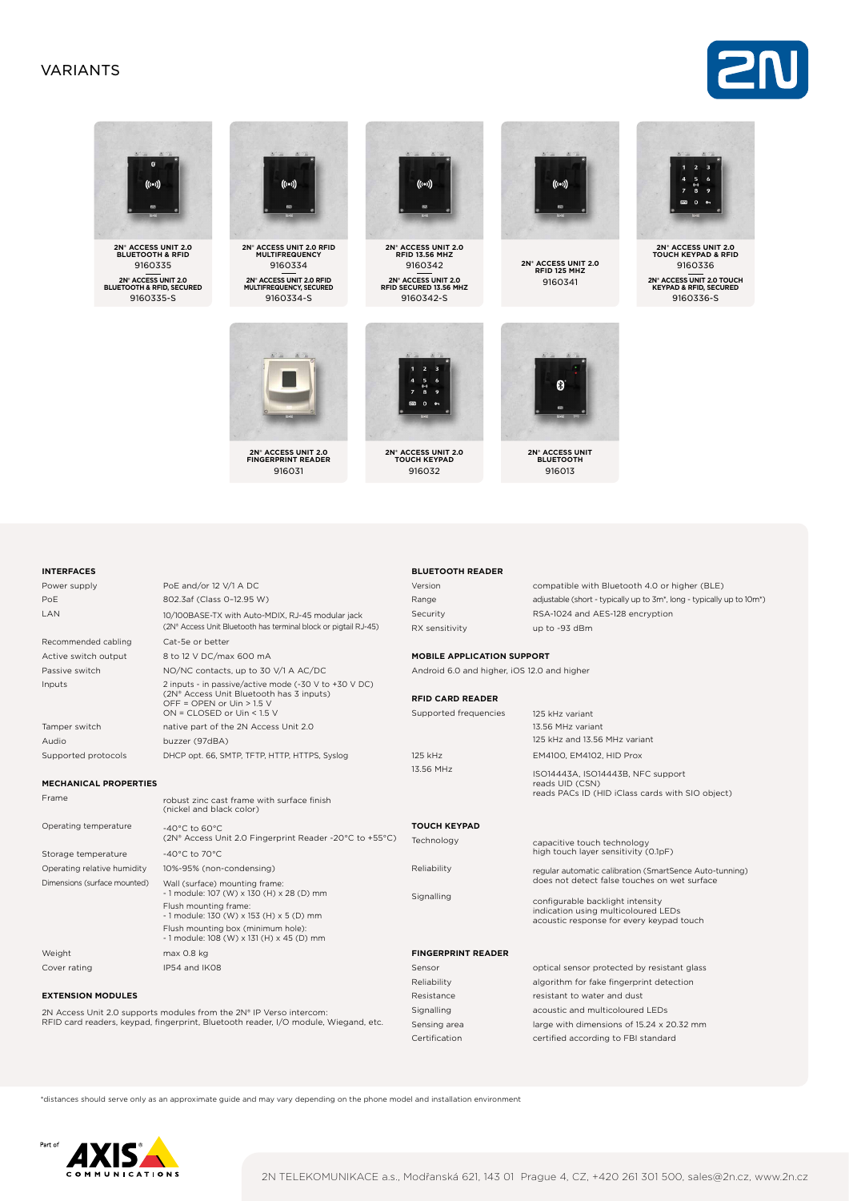# VARIANTS

2N® ACCESS UNIT 2.0 BLUETOOTH & RFID
9160335

2N® ACCESS UNIT 2.0 BLUETOOTH & RFID, SECURED
9160335-S

2N® ACCESS UNIT 2.0 RFID MULTIFREQUENCY
9160334

2N® ACCESS UNIT 2.0 RFID MULTIFREQUENCY, SECURED
9160334-S

2N® ACCESS UNIT 2.0 RFID 13.56 MHZ
9160342

2N® ACCESS UNIT 2.0 RFID SECURED 13.56 MHZ
9160342-S

2N® ACCESS UNIT 2.0 RFID 125 MHZ
9160341

2N® ACCESS UNIT 2.0 TOUCH KEYPAD & RFID
9160336

2N® ACCESS UNIT 2.0 TOUCH KEYPAD & RFID, SECURED
9160336-S

2N® ACCESS UNIT 2.0 FINGERPRINT READER
916031

2N® ACCESS UNIT 2.0 TOUCH KEYPAD
916032

2N® ACCESS UNIT BLUETOOTH
916013

## INTERFACES

| | |
|---|---|
| Power supply | PoE and/or 12 V/1 A DC |
| PoE | 802.3af (Class 0–12.95 W) |
| LAN | 10/100BASE-TX with Auto-MDIX, RJ-45 modular jack (2N® Access Unit Bluetooth has terminal block or pigtail RJ-45) |
| Recommended cabling | Cat-5e or better |
| Active switch output | 8 to 12 V DC/max 600 mA |
| Passive switch | NO/NC contacts, up to 30 V/1 A AC/DC |
| Inputs | 2 inputs - in passive/active mode (-30 V to +30 V DC) (2N® Access Unit Bluetooth has 3 inputs) OFF = OPEN or Uin > 1.5 V ON = CLOSED or Uin < 1.5 V |
| Tamper switch | native part of the 2N Access Unit 2.0 |
| Audio | buzzer (97dBA) |
| Supported protocols | DHCP opt. 66, SMTP, TFTP, HTTP, HTTPS, Syslog |

## MECHANICAL PROPERTIES

| | |
|---|---|
| Frame | robust zinc cast frame with surface finish (nickel and black color) |
| Operating temperature | -40°C to 60°C (2N® Access Unit 2.0 Fingerprint Reader -20°C to +55°C) |
| Storage temperature | -40°C to 70°C |
| Operating relative humidity | 10%-95% (non-condensing) |
| Dimensions (surface mounted) | Wall (surface) mounting frame: - 1 module: 107 (W) x 130 (H) x 28 (D) mm<br>Flush mounting frame: - 1 module: 130 (W) x 153 (H) x 5 (D) mm<br>Flush mounting box (minimum hole): - 1 module: 108 (W) x 131 (H) x 45 (D) mm |
| Weight | max 0.8 kg |
| Cover rating | IP54 and IK08 |

## EXTENSION MODULES

2N Access Unit 2.0 supports modules from the 2N® IP Verso intercom: RFID card readers, keypad, fingerprint, Bluetooth reader, I/O module, Wiegand, etc.

## BLUETOOTH READER

| | |
|---|---|
| Version | compatible with Bluetooth 4.0 or higher (BLE) |
| Range | adjustable (short - typically up to 3m*, long - typically up to 10m*) |
| Security | RSA-1024 and AES-128 encryption |
| RX sensitivity | up to -93 dBm |

## MOBILE APPLICATION SUPPORT

Android 6.0 and higher, iOS 12.0 and higher

## RFID CARD READER

| | |
|---|---|
| Supported frequencies | 125 kHz variant<br>13.56 MHz variant<br>125 kHz and 13.56 MHz variant |
| 125 kHz | EM4100, EM4102, HID Prox |
| 13.56 MHz | ISO14443A, ISO14443B, NFC support<br>reads UID (CSN)<br>reads PACs ID (HID iClass cards with SIO object) |

## TOUCH KEYPAD

| | |
|---|---|
| Technology | capacitive touch technology<br>high touch layer sensitivity (0.1pF) |
| Reliability | regular automatic calibration (SmartSence Auto-tunning)<br>does not detect false touches on wet surface |
| Signalling | configurable backlight intensity<br>indication using multicoloured LEDs<br>acoustic response for every keypad touch |

## FINGERPRINT READER

| | |
|---|---|
| Sensor | optical sensor protected by resistant glass |
| Reliability | algorithm for fake fingerprint detection |
| Resistance | resistant to water and dust |
| Signalling | acoustic and multicoloured LEDs |
| Sensing area | large with dimensions of 15.24 x 20.32 mm |
| Certification | certified according to FBI standard |

*distances should serve only as an approximate guide and may vary depending on the phone model and installation environment

Part of AXIS COMMUNICATIONS

2N TELEKOMUNIKACE a.s., Modřanská 621, 143 01 Prague 4, CZ, +420 261 301 500, sales@2n.cz, www.2n.cz